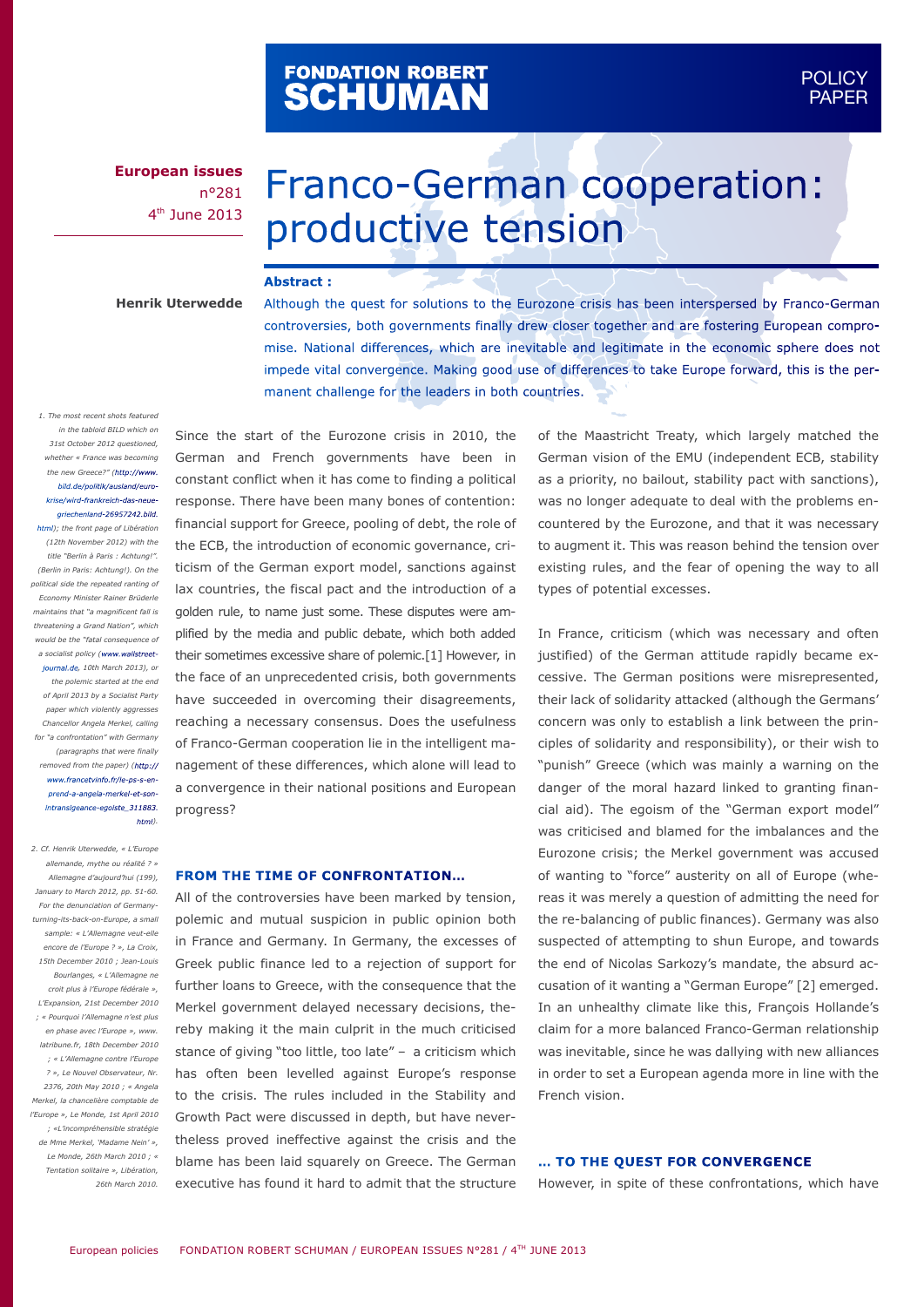FONDATION ROBERT SCHUMAN

POLICY PAPER

**European issues**
n°281
4th June 2013

# Franco-German cooperation: productive tension

**Henrik Uterwedde**

**Abstract :**

Although the quest for solutions to the Eurozone crisis has been interspersed by Franco-German controversies, both governments finally drew closer together and are fostering European compromise. National differences, which are inevitable and legitimate in the economic sphere does not impede vital convergence. Making good use of differences to take Europe forward, this is the permanent challenge for the leaders in both countries.

Since the start of the Eurozone crisis in 2010, the German and French governments have been in constant conflict when it has come to finding a political response. There have been many bones of contention: financial support for Greece, pooling of debt, the role of the ECB, the introduction of economic governance, criticism of the German export model, sanctions against lax countries, the fiscal pact and the introduction of a golden rule, to name just some. These disputes were amplified by the media and public debate, which both added their sometimes excessive share of polemic.[1] However, in the face of an unprecedented crisis, both governments have succeeded in overcoming their disagreements, reaching a necessary consensus. Does the usefulness of Franco-German cooperation lie in the intelligent management of these differences, which alone will lead to a convergence in their national positions and European progress?

## FROM THE TIME OF CONFRONTATION...

All of the controversies have been marked by tension, polemic and mutual suspicion in public opinion both in France and Germany. In Germany, the excesses of Greek public finance led to a rejection of support for further loans to Greece, with the consequence that the Merkel government delayed necessary decisions, thereby making it the main culprit in the much criticised stance of giving "too little, too late" – a criticism which has often been levelled against Europe's response to the crisis. The rules included in the Stability and Growth Pact were discussed in depth, but have nevertheless proved ineffective against the crisis and the blame has been laid squarely on Greece. The German executive has found it hard to admit that the structure of the Maastricht Treaty, which largely matched the German vision of the EMU (independent ECB, stability as a priority, no bailout, stability pact with sanctions), was no longer adequate to deal with the problems encountered by the Eurozone, and that it was necessary to augment it. This was reason behind the tension over existing rules, and the fear of opening the way to all types of potential excesses.

In France, criticism (which was necessary and often justified) of the German attitude rapidly became excessive. The German positions were misrepresented, their lack of solidarity attacked (although the Germans' concern was only to establish a link between the principles of solidarity and responsibility), or their wish to "punish" Greece (which was mainly a warning on the danger of the moral hazard linked to granting financial aid). The egoism of the "German export model" was criticised and blamed for the imbalances and the Eurozone crisis; the Merkel government was accused of wanting to "force" austerity on all of Europe (whereas it was merely a question of admitting the need for the re-balancing of public finances). Germany was also suspected of attempting to shun Europe, and towards the end of Nicolas Sarkozy's mandate, the absurd accusation of it wanting a "German Europe" [2] emerged. In an unhealthy climate like this, François Hollande's claim for a more balanced Franco-German relationship was inevitable, since he was dallying with new alliances in order to set a European agenda more in line with the French vision.

## ... TO THE QUEST FOR CONVERGENCE

However, in spite of these confrontations, which have

*1. The most recent shots featured in the tabloid BILD which on 31st October 2012 questioned, whether « France was becoming the new Greece?" (http://www.bild.de/politik/ausland/euro-krise/wird-frankreich-das-neue-griechenland-26957242.bild.html); the front page of Libération (12th November 2012) with the title "Berlin à Paris : Achtung!". (Berlin in Paris: Achtung!). On the political side the repeated ranting of Economy Minister Rainer Brüderle maintains that "a magnificent fall is threatening a Grand Nation", which would be the "fatal consequence of a socialist policy (www.wallstreet-journal.de, 10th March 2013), or the polemic started at the end of April 2013 by a Socialist Party paper which violently aggresses Chancellor Angela Merkel, calling for "a confrontation" with Germany (paragraphs that were finally removed from the paper) (http://www.francetvinfo.fr/le-ps-s-en-prend-a-angela-merkel-et-son-intransigeance-egoiste_311883.html).*

*2. Cf. Henrik Uterwedde, « L'Europe allemande, mythe ou réalité ? » Allemagne d'aujourd'hui (199), January to March 2012, pp. 51-60. For the denunciation of Germany-turning-its-back-on-Europe, a small sample: « L'Allemagne veut-elle encore de l'Europe ? », La Croix, 15th December 2010 ; Jean-Louis Bourlanges, « L'Allemagne ne croit plus à l'Europe fédérale », L'Expansion, 21st December 2010 ; « Pourquoi l'Allemagne n'est plus en phase avec l'Europe », www.latribune.fr, 18th December 2010 ; « L'Allemagne contre l'Europe ? », Le Nouvel Observateur, Nr. 2376, 20th May 2010 ; « Angela Merkel, la chancelière comptable de l'Europe », Le Monde, 1st April 2010 ; «L'incompréhensible stratégie de Mme Merkel, 'Madame Nein' », Le Monde, 26th March 2010 ; « Tentation solitaire », Libération, 26th March 2010.*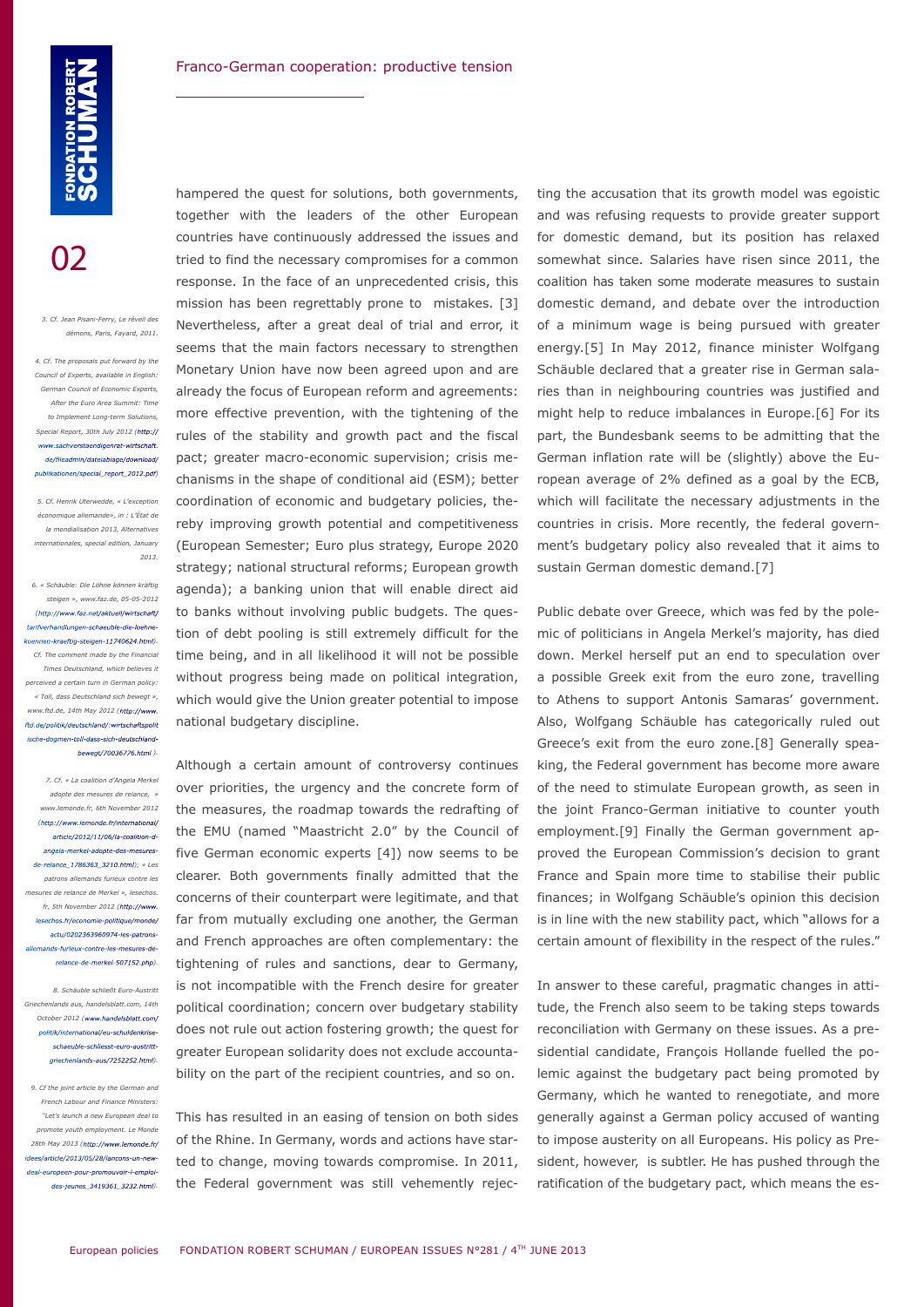hampered the quest for solutions, both governments, together with the leaders of the other European countries have continuously addressed the issues and tried to find the necessary compromises for a common response. In the face of an unprecedented crisis, this mission has been regrettably prone to mistakes. [3] Nevertheless, after a great deal of trial and error, it seems that the main factors necessary to strengthen Monetary Union have now been agreed upon and are already the focus of European reform and agreements: more effective prevention, with the tightening of the rules of the stability and growth pact and the fiscal pact; greater macro-economic supervision; crisis mechanisms in the shape of conditional aid (ESM); better coordination of economic and budgetary policies, thereby improving growth potential and competitiveness (European Semester; Euro plus strategy, Europe 2020 strategy; national structural reforms; European growth agenda); a banking union that will enable direct aid to banks without involving public budgets. The question of debt pooling is still extremely difficult for the time being, and in all likelihood it will not be possible without progress being made on political integration, which would give the Union greater potential to impose national budgetary discipline.

Although a certain amount of controversy continues over priorities, the urgency and the concrete form of the measures, the roadmap towards the redrafting of the EMU (named "Maastricht 2.0" by the Council of five German economic experts [4]) now seems to be clearer. Both governments finally admitted that the concerns of their counterpart were legitimate, and that far from mutually excluding one another, the German and French approaches are often complementary: the tightening of rules and sanctions, dear to Germany, is not incompatible with the French desire for greater political coordination; concern over budgetary stability does not rule out action fostering growth; the quest for greater European solidarity does not exclude accountability on the part of the recipient countries, and so on.

This has resulted in an easing of tension on both sides of the Rhine. In Germany, words and actions have started to change, moving towards compromise. In 2011, the Federal government was still vehemently rejecting the accusation that its growth model was egoistic and was refusing requests to provide greater support for domestic demand, but its position has relaxed somewhat since. Salaries have risen since 2011, the coalition has taken some moderate measures to sustain domestic demand, and debate over the introduction of a minimum wage is being pursued with greater energy.[5] In May 2012, finance minister Wolfgang Schäuble declared that a greater rise in German salaries than in neighbouring countries was justified and might help to reduce imbalances in Europe.[6] For its part, the Bundesbank seems to be admitting that the German inflation rate will be (slightly) above the European average of 2% defined as a goal by the ECB, which will facilitate the necessary adjustments in the countries in crisis. More recently, the federal government's budgetary policy also revealed that it aims to sustain German domestic demand.[7]

Public debate over Greece, which was fed by the polemic of politicians in Angela Merkel's majority, has died down. Merkel herself put an end to speculation over a possible Greek exit from the euro zone, travelling to Athens to support Antonis Samaras' government. Also, Wolfgang Schäuble has categorically ruled out Greece's exit from the euro zone.[8] Generally speaking, the Federal government has become more aware of the need to stimulate European growth, as seen in the joint Franco-German initiative to counter youth employment.[9] Finally the German government approved the European Commission's decision to grant France and Spain more time to stabilise their public finances; in Wolfgang Schäuble's opinion this decision is in line with the new stability pact, which "allows for a certain amount of flexibility in the respect of the rules."

In answer to these careful, pragmatic changes in attitude, the French also seem to be taking steps towards reconciliation with Germany on these issues. As a presidential candidate, François Hollande fuelled the polemic against the budgetary pact being promoted by Germany, which he wanted to renegotiate, and more generally against a German policy accused of wanting to impose austerity on all Europeans. His policy as President, however, is subtler. He has pushed through the ratification of the budgetary pact, which means the es-

*3. Cf. Jean Pisani-Ferry, Le réveil des démons, Paris, Fayard, 2011.*

*4. Cf. The proposals put forward by the Council of Experts, available in English: German Council of Economic Experts, After the Euro Area Summit: Time to Implement Long-term Solutions, Special Report, 30th July 2012 (http://www.sachverstaendigenrat-wirtschaft.de/fileadmin/dateiablage/download/publikationen/special_report_2012.pdf)*

*5. Cf. Henrik Uterwedde, « L'exception économique allemande», in : L'État de la mondialisation 2013, Alternatives internationales, special edition, January 2013.*

*6. « Schäuble: Die Löhne können kräftig steigen », www.faz.de, 05-05-2012 (http://www.faz.net/aktuell/wirtschaft/tarifverhandlungen-schaeuble-die-loehne-koennen-kraeftig-steigen-11740624.html). Cf. The comment made by the Financial Times Deutschland, which believes it perceived a certain turn in German policy: « Toll, dass Deutschland sich bewegt », www.ftd.de, 14th May 2012 (http://www.ftd.de/politik/deutschland/:wirtschaftspolitische-dogmen-toll-dass-sich-deutschland-bewegt/70036776.html ).*

*7. Cf. « La coalition d'Angela Merkel adopte des mesures de relance, » www.lemonde.fr, 6th November 2012 (http://www.lemonde.fr/international/article/2012/11/06/la-coalition-d-angela-merkel-adopte-des-mesures-de-relance_1786363_3210.html); « Les patrons allemands furieux contre les mesures de relance de Merkel », lesechos.fr, 5th November 2012 (http://www.lesechos.fr/economie-politique/monde/actu/0202363960974-les-patrons-allemands-furieux-contre-les-mesures-de-relance-de-merkel-507152.php).*

*8. Schäuble schließt Euro-Austritt Griechenlands aus, handelsblatt.com, 14th October 2012 (www.handelsblatt.com/politik/international/eu-schuldenkrise-schaeuble-schliesst-euro-austritt-griechenlands-aus/7252252.html).*

*9. Cf the joint article by the German and French Labour and Finance Ministers: "Let's launch a new European deal to promote youth employment. Le Monde 28th May 2013 (http://www.lemonde.fr/idees/article/2013/05/28/lancons-un-new-deal-europeen-pour-promouvoir-l-emploi-des-jeunes_3419361_3232.html).*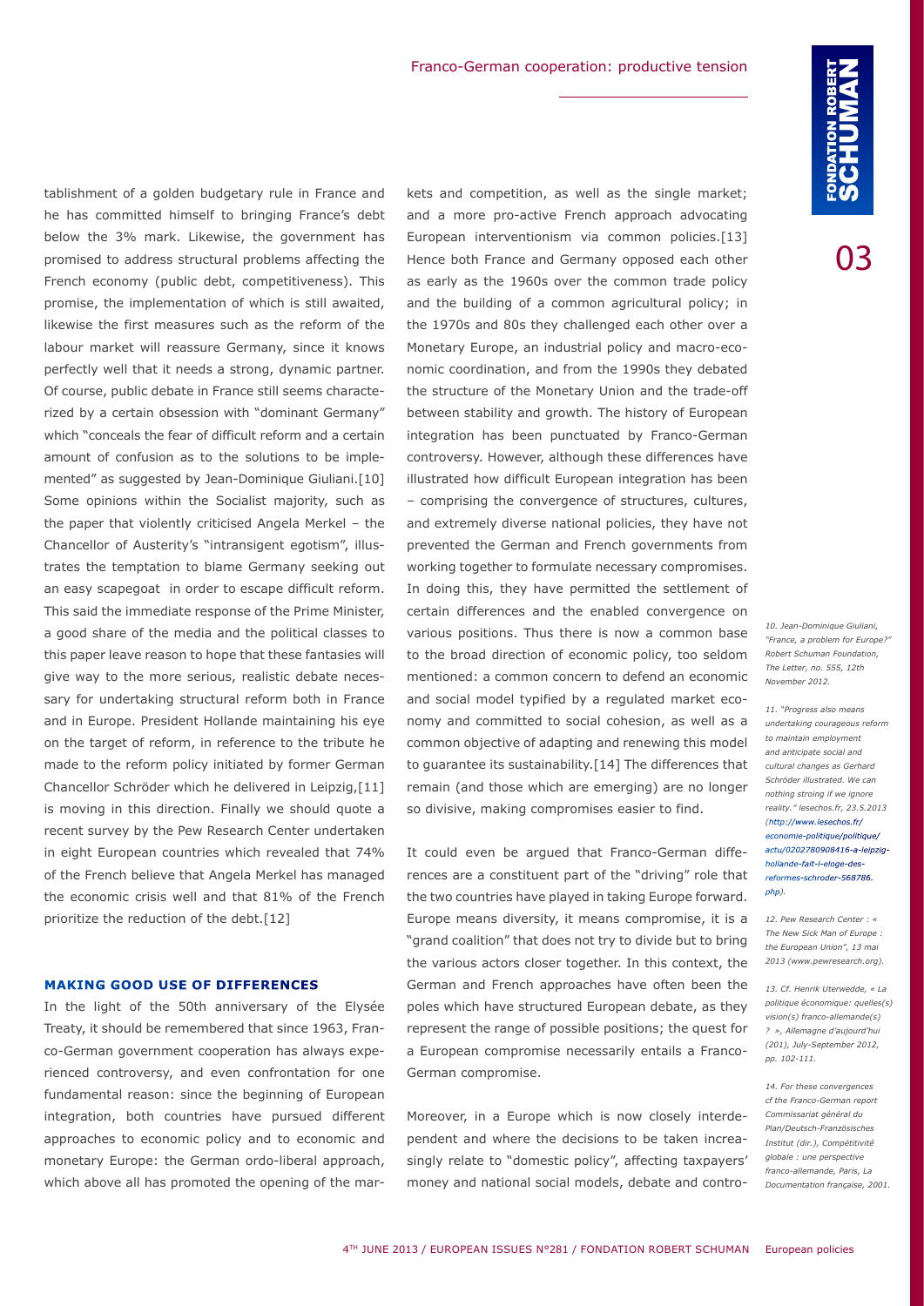tablishment of a golden budgetary rule in France and he has committed himself to bringing France's debt below the 3% mark. Likewise, the government has promised to address structural problems affecting the French economy (public debt, competitiveness). This promise, the implementation of which is still awaited, likewise the first measures such as the reform of the labour market will reassure Germany, since it knows perfectly well that it needs a strong, dynamic partner. Of course, public debate in France still seems characterized by a certain obsession with "dominant Germany" which "conceals the fear of difficult reform and a certain amount of confusion as to the solutions to be implemented" as suggested by Jean-Dominique Giuliani.[10] Some opinions within the Socialist majority, such as the paper that violently criticised Angela Merkel – the Chancellor of Austerity's "intransigent egotism", illustrates the temptation to blame Germany seeking out an easy scapegoat in order to escape difficult reform. This said the immediate response of the Prime Minister, a good share of the media and the political classes to this paper leave reason to hope that these fantasies will give way to the more serious, realistic debate necessary for undertaking structural reform both in France and in Europe. President Hollande maintaining his eye on the target of reform, in reference to the tribute he made to the reform policy initiated by former German Chancellor Schröder which he delivered in Leipzig,[11] is moving in this direction. Finally we should quote a recent survey by the Pew Research Center undertaken in eight European countries which revealed that 74% of the French believe that Angela Merkel has managed the economic crisis well and that 81% of the French prioritize the reduction of the debt.[12]

## MAKING GOOD USE OF DIFFERENCES

In the light of the 50th anniversary of the Elysée Treaty, it should be remembered that since 1963, Franco-German government cooperation has always experienced controversy, and even confrontation for one fundamental reason: since the beginning of European integration, both countries have pursued different approaches to economic policy and to economic and monetary Europe: the German ordo-liberal approach, which above all has promoted the opening of the markets and competition, as well as the single market; and a more pro-active French approach advocating European interventionism via common policies.[13] Hence both France and Germany opposed each other as early as the 1960s over the common trade policy and the building of a common agricultural policy; in the 1970s and 80s they challenged each other over a Monetary Europe, an industrial policy and macro-economic coordination, and from the 1990s they debated the structure of the Monetary Union and the trade-off between stability and growth. The history of European integration has been punctuated by Franco-German controversy. However, although these differences have illustrated how difficult European integration has been – comprising the convergence of structures, cultures, and extremely diverse national policies, they have not prevented the German and French governments from working together to formulate necessary compromises. In doing this, they have permitted the settlement of certain differences and the enabled convergence on various positions. Thus there is now a common base to the broad direction of economic policy, too seldom mentioned: a common concern to defend an economic and social model typified by a regulated market economy and committed to social cohesion, as well as a common objective of adapting and renewing this model to guarantee its sustainability.[14] The differences that remain (and those which are emerging) are no longer so divisive, making compromises easier to find.

It could even be argued that Franco-German differences are a constituent part of the "driving" role that the two countries have played in taking Europe forward. Europe means diversity, it means compromise, it is a "grand coalition" that does not try to divide but to bring the various actors closer together. In this context, the German and French approaches have often been the poles which have structured European debate, as they represent the range of possible positions; the quest for a European compromise necessarily entails a Franco-German compromise.

Moreover, in a Europe which is now closely interdependent and where the decisions to be taken increasingly relate to "domestic policy", affecting taxpayers' money and national social models, debate and contro-

*10. Jean-Dominique Giuliani, "France, a problem for Europe?" Robert Schuman Foundation, The Letter, no. 555, 12th November 2012.*

*11. "Progress also means undertaking courageous reform to maintain employment and anticipate social and cultural changes as Gerhard Schröder illustrated. We can nothing stroing if we ignore reality." lesechos.fr, 23.5.2013 (http://www.lesechos.fr/economie-politique/politique/actu/0202780908416-a-leipzig-hollande-fait-l-eloge-des-reformes-schroder-568786.php).*

*12. Pew Research Center : « The New Sick Man of Europe : the European Union", 13 mai 2013 (www.pewresearch.org).*

*13. Cf. Henrik Uterwedde, « La politique économique: quelles(s) vision(s) franco-allemande(s) ? », Allemagne d'aujourd'hui (201), July-September 2012, pp. 102-111.*

*14. For these convergences cf the Franco-German report Commissariat général du Plan/Deutsch-Französisches Institut (dir.), Compétitivité globale : une perspective franco-allemande, Paris, La Documentation française, 2001.*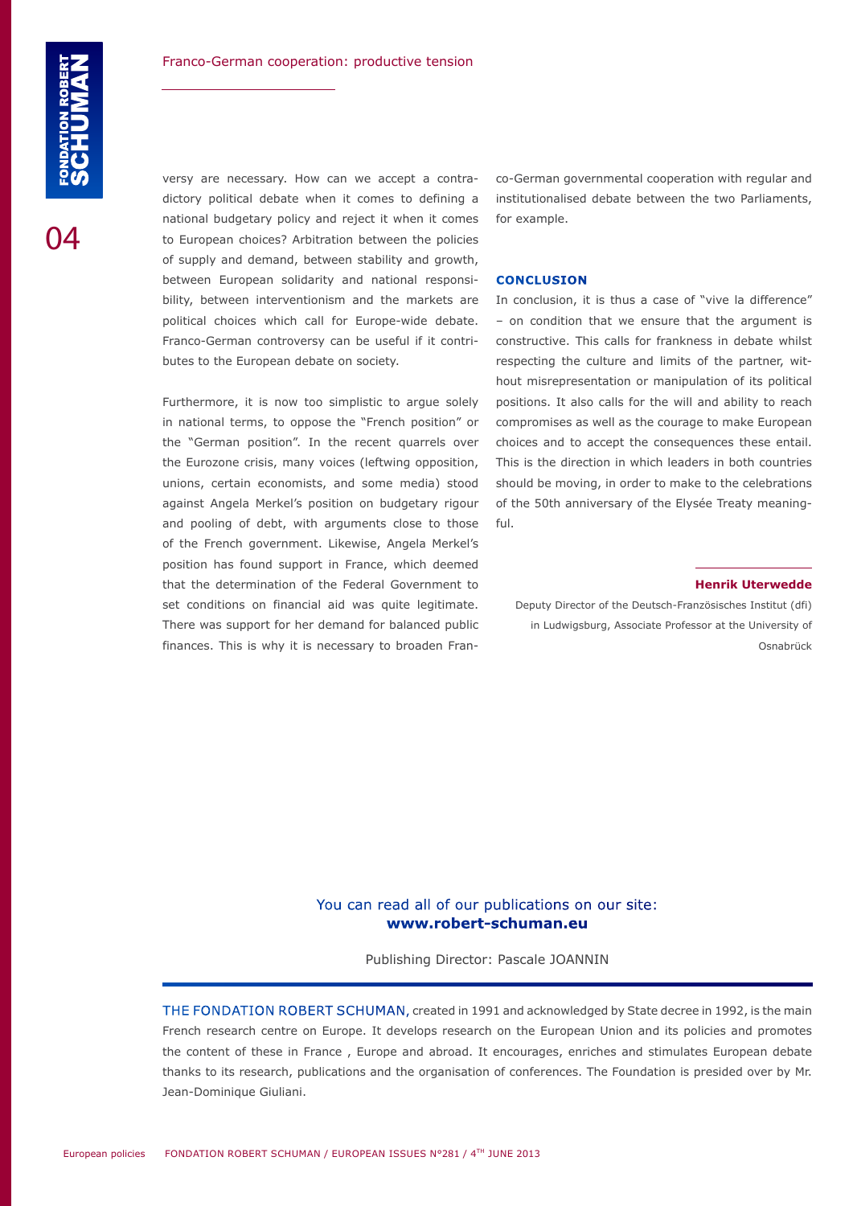versy are necessary. How can we accept a contradictory political debate when it comes to defining a national budgetary policy and reject it when it comes to European choices? Arbitration between the policies of supply and demand, between stability and growth, between European solidarity and national responsibility, between interventionism and the markets are political choices which call for Europe-wide debate. Franco-German controversy can be useful if it contributes to the European debate on society.

Furthermore, it is now too simplistic to argue solely in national terms, to oppose the "French position" or the "German position". In the recent quarrels over the Eurozone crisis, many voices (leftwing opposition, unions, certain economists, and some media) stood against Angela Merkel's position on budgetary rigour and pooling of debt, with arguments close to those of the French government. Likewise, Angela Merkel's position has found support in France, which deemed that the determination of the Federal Government to set conditions on financial aid was quite legitimate. There was support for her demand for balanced public finances. This is why it is necessary to broaden Franco-German governmental cooperation with regular and institutionalised debate between the two Parliaments, for example.

## CONCLUSION

In conclusion, it is thus a case of "vive la difference" – on condition that we ensure that the argument is constructive. This calls for frankness in debate whilst respecting the culture and limits of the partner, without misrepresentation or manipulation of its political positions. It also calls for the will and ability to reach compromises as well as the courage to make European choices and to accept the consequences these entail. This is the direction in which leaders in both countries should be moving, in order to make to the celebrations of the 50th anniversary of the Elysée Treaty meaningful.

**Henrik Uterwedde**

Deputy Director of the Deutsch-Französisches Institut (dfi) in Ludwigsburg, Associate Professor at the University of Osnabrück

You can read all of our publications on our site:
**www.robert-schuman.eu**

Publishing Director: Pascale JOANNIN

THE FONDATION ROBERT SCHUMAN, created in 1991 and acknowledged by State decree in 1992, is the main French research centre on Europe. It develops research on the European Union and its policies and promotes the content of these in France , Europe and abroad. It encourages, enriches and stimulates European debate thanks to its research, publications and the organisation of conferences. The Foundation is presided over by Mr. Jean-Dominique Giuliani.